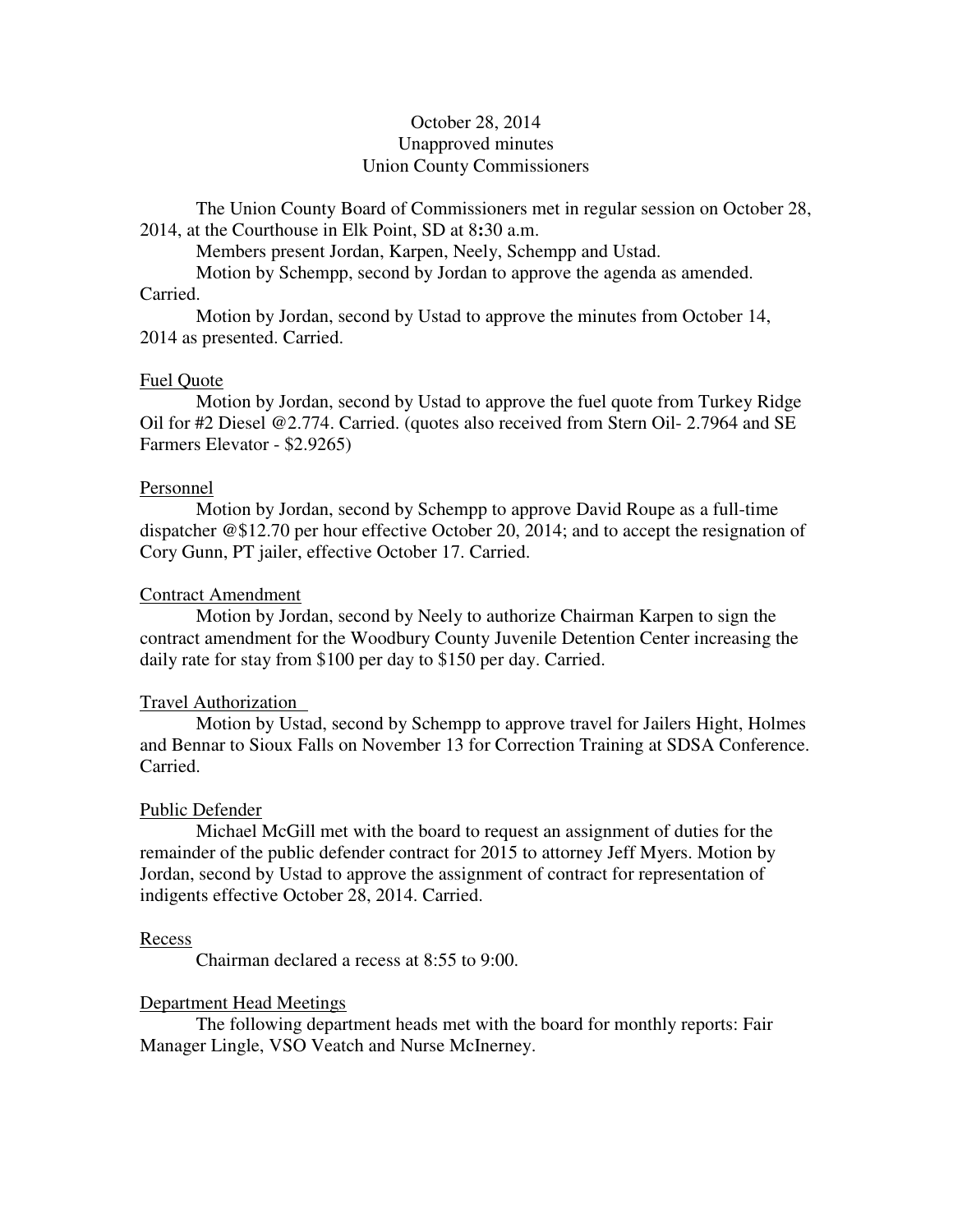October 28, 2014
Unapproved minutes
Union County Commissioners

The Union County Board of Commissioners met in regular session on October 28, 2014, at the Courthouse in Elk Point, SD at 8:30 a.m.

Members present Jordan, Karpen, Neely, Schempp and Ustad.

Motion by Schempp, second by Jordan to approve the agenda as amended. Carried.

Motion by Jordan, second by Ustad to approve the minutes from October 14, 2014 as presented. Carried.

<u>Fuel Quote</u>

Motion by Jordan, second by Ustad to approve the fuel quote from Turkey Ridge Oil for #2 Diesel @2.774. Carried. (quotes also received from Stern Oil- 2.7964 and SE Farmers Elevator - $2.9265)

<u>Personnel</u>

Motion by Jordan, second by Schempp to approve David Roupe as a full-time dispatcher @$12.70 per hour effective October 20, 2014; and to accept the resignation of Cory Gunn, PT jailer, effective October 17. Carried.

<u>Contract Amendment</u>

Motion by Jordan, second by Neely to authorize Chairman Karpen to sign the contract amendment for the Woodbury County Juvenile Detention Center increasing the daily rate for stay from $100 per day to $150 per day. Carried.

<u>Travel Authorization</u>

Motion by Ustad, second by Schempp to approve travel for Jailers Hight, Holmes and Bennar to Sioux Falls on November 13 for Correction Training at SDSA Conference. Carried.

<u>Public Defender</u>

Michael McGill met with the board to request an assignment of duties for the remainder of the public defender contract for 2015 to attorney Jeff Myers. Motion by Jordan, second by Ustad to approve the assignment of contract for representation of indigents effective October 28, 2014. Carried.

<u>Recess</u>

Chairman declared a recess at 8:55 to 9:00.

<u>Department Head Meetings</u>

The following department heads met with the board for monthly reports: Fair Manager Lingle, VSO Veatch and Nurse McInerney.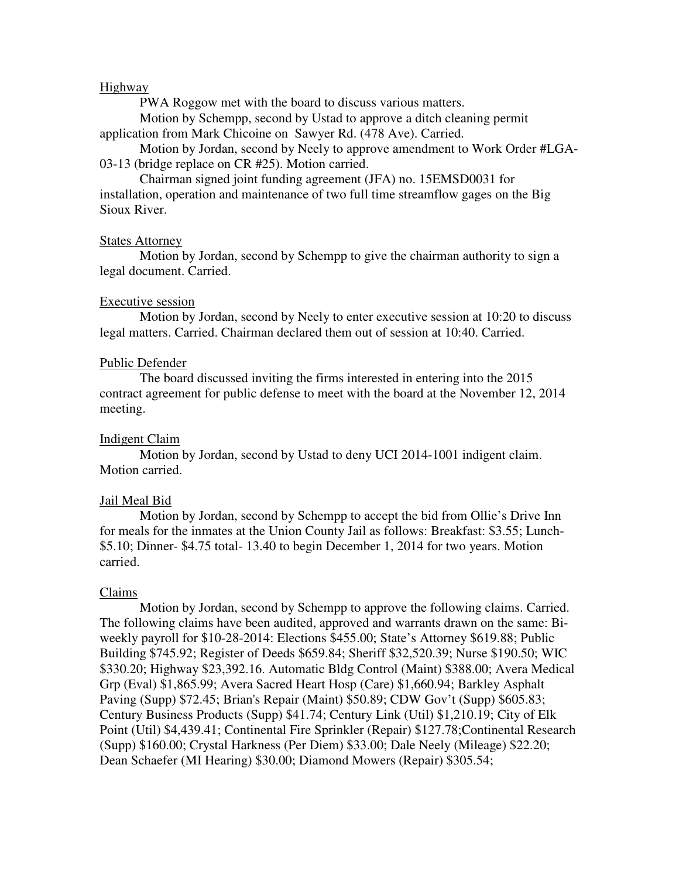## Highway

PWA Roggow met with the board to discuss various matters.

Motion by Schempp, second by Ustad to approve a ditch cleaning permit application from Mark Chicoine on Sawyer Rd. (478 Ave). Carried.

Motion by Jordan, second by Neely to approve amendment to Work Order #LGA-03-13 (bridge replace on CR #25). Motion carried.

Chairman signed joint funding agreement (JFA) no. 15EMSD0031 for installation, operation and maintenance of two full time streamflow gages on the Big Sioux River.

## States Attorney

Motion by Jordan, second by Schempp to give the chairman authority to sign a legal document. Carried.

## Executive session

Motion by Jordan, second by Neely to enter executive session at 10:20 to discuss legal matters. Carried. Chairman declared them out of session at 10:40. Carried.

## Public Defender

The board discussed inviting the firms interested in entering into the 2015 contract agreement for public defense to meet with the board at the November 12, 2014 meeting.

## Indigent Claim

Motion by Jordan, second by Ustad to deny UCI 2014-1001 indigent claim. Motion carried.

## Jail Meal Bid

Motion by Jordan, second by Schempp to accept the bid from Ollie's Drive Inn for meals for the inmates at the Union County Jail as follows: Breakfast: $3.55; Lunch- $5.10; Dinner- $4.75 total- 13.40 to begin December 1, 2014 for two years. Motion carried.

## Claims

Motion by Jordan, second by Schempp to approve the following claims. Carried. The following claims have been audited, approved and warrants drawn on the same: Bi-weekly payroll for $10-28-2014: Elections $455.00; State's Attorney $619.88; Public Building $745.92; Register of Deeds $659.84; Sheriff $32,520.39; Nurse $190.50; WIC $330.20; Highway $23,392.16. Automatic Bldg Control (Maint) $388.00; Avera Medical Grp (Eval) $1,865.99; Avera Sacred Heart Hosp (Care) $1,660.94; Barkley Asphalt Paving (Supp) $72.45; Brian's Repair (Maint) $50.89; CDW Gov't (Supp) $605.83; Century Business Products (Supp) $41.74; Century Link (Util) $1,210.19; City of Elk Point (Util) $4,439.41; Continental Fire Sprinkler (Repair) $127.78;Continental Research (Supp) $160.00; Crystal Harkness (Per Diem) $33.00; Dale Neely (Mileage) $22.20; Dean Schaefer (MI Hearing) $30.00; Diamond Mowers (Repair) $305.54;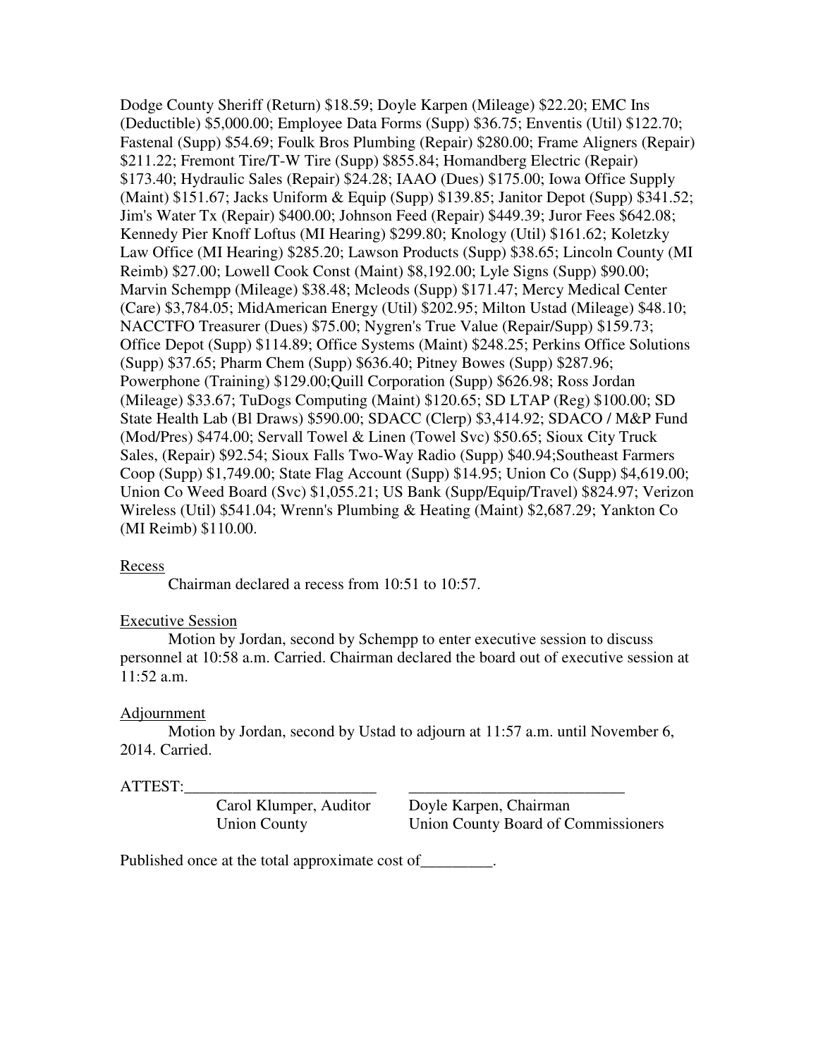Dodge County Sheriff (Return) $18.59; Doyle Karpen (Mileage) $22.20; EMC Ins (Deductible) $5,000.00; Employee Data Forms (Supp) $36.75; Enventis (Util) $122.70; Fastenal (Supp) $54.69; Foulk Bros Plumbing (Repair) $280.00; Frame Aligners (Repair) $211.22; Fremont Tire/T-W Tire (Supp) $855.84; Homandberg Electric (Repair) $173.40; Hydraulic Sales (Repair) $24.28; IAAO (Dues) $175.00; Iowa Office Supply (Maint) $151.67; Jacks Uniform & Equip (Supp) $139.85; Janitor Depot (Supp) $341.52; Jim's Water Tx (Repair) $400.00; Johnson Feed (Repair) $449.39; Juror Fees $642.08; Kennedy Pier Knoff Loftus (MI Hearing) $299.80; Knology (Util) $161.62; Koletzky Law Office (MI Hearing) $285.20; Lawson Products (Supp) $38.65; Lincoln County (MI Reimb) $27.00; Lowell Cook Const (Maint) $8,192.00; Lyle Signs (Supp) $90.00; Marvin Schempp (Mileage) $38.48; Mcleods (Supp) $171.47; Mercy Medical Center (Care) $3,784.05; MidAmerican Energy (Util) $202.95; Milton Ustad (Mileage) $48.10; NACCTFO Treasurer (Dues) $75.00; Nygren's True Value (Repair/Supp) $159.73; Office Depot (Supp) $114.89; Office Systems (Maint) $248.25; Perkins Office Solutions (Supp) $37.65; Pharm Chem (Supp) $636.40; Pitney Bowes (Supp) $287.96; Powerphone (Training) $129.00;Quill Corporation (Supp) $626.98; Ross Jordan (Mileage) $33.67; TuDogs Computing (Maint) $120.65; SD LTAP (Reg) $100.00; SD State Health Lab (Bl Draws) $590.00; SDACC (Clerp) $3,414.92; SDACO / M&P Fund (Mod/Pres) $474.00; Servall Towel & Linen (Towel Svc) $50.65; Sioux City Truck Sales, (Repair) $92.54; Sioux Falls Two-Way Radio (Supp) $40.94;Southeast Farmers Coop (Supp) $1,749.00; State Flag Account (Supp) $14.95; Union Co (Supp) $4,619.00; Union Co Weed Board (Svc) $1,055.21; US Bank (Supp/Equip/Travel) $824.97; Verizon Wireless (Util) $541.04; Wrenn's Plumbing & Heating (Maint) $2,687.29; Yankton Co (MI Reimb) $110.00.

Recess

Chairman declared a recess from 10:51 to 10:57.

Executive Session

Motion by Jordan, second by Schempp to enter executive session to discuss personnel at 10:58 a.m. Carried. Chairman declared the board out of executive session at 11:52 a.m.

Adjournment

Motion by Jordan, second by Ustad to adjourn at 11:57 a.m. until November 6, 2014. Carried.

ATTEST:________________________ ___________________________

Carol Klumper, Auditor — Doyle Karpen, Chairman

Union County — Union County Board of Commissioners

Published once at the total approximate cost of_________.